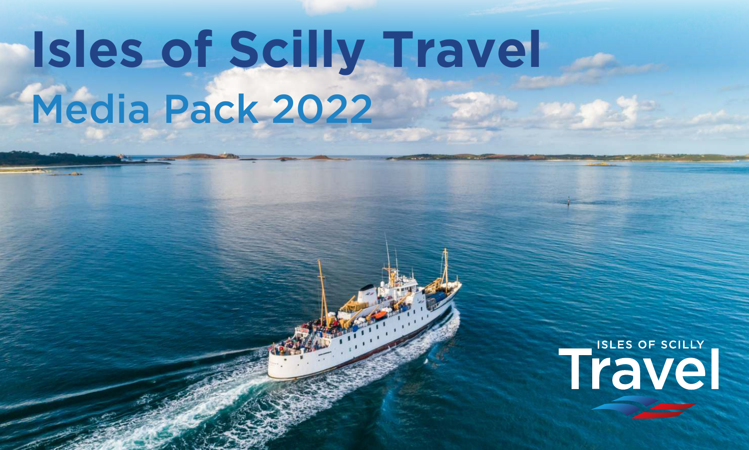# Isles of Scilly Travel

## Media Pack 2022

ISLES OF SCILLY

Travel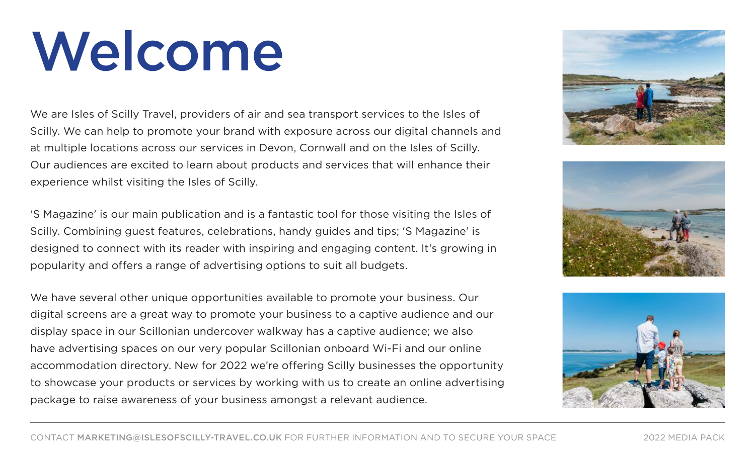# Welcome

We are Isles of Scilly Travel, providers of air and sea transport services to the Isles of Scilly. We can help to promote your brand with exposure across our digital channels and at multiple locations across our services in Devon, Cornwall and on the Isles of Scilly. Our audiences are excited to learn about products and services that will enhance their experience whilst visiting the Isles of Scilly.

'S Magazine' is our main publication and is a fantastic tool for those visiting the Isles of Scilly. Combining guest features, celebrations, handy guides and tips; 'S Magazine' is designed to connect with its reader with inspiring and engaging content. It's growing in popularity and offers a range of advertising options to suit all budgets.

We have several other unique opportunities available to promote your business. Our digital screens are a great way to promote your business to a captive audience and our display space in our Scillonian undercover walkway has a captive audience; we also have advertising spaces on our very popular Scillonian onboard Wi-Fi and our online accommodation directory. New for 2022 we're offering Scilly businesses the opportunity to showcase your products or services by working with us to create an online advertising package to raise awareness of your business amongst a relevant audience.

CONTACT **MARKETING@ISLESOFSCILLY-TRAVEL.CO.UK** FOR FURTHER INFORMATION AND TO SECURE YOUR SPACE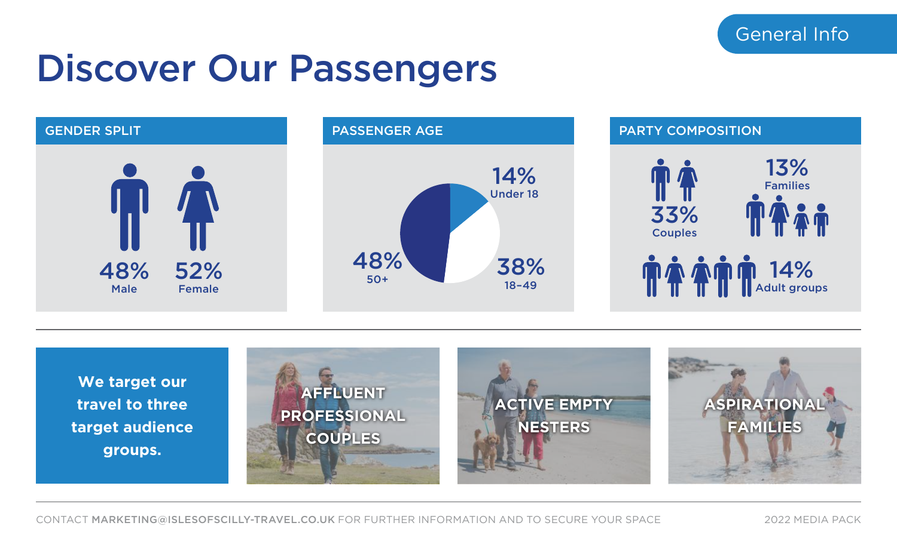General Info

# Discover Our Passengers

## GENDER SPLIT

48% Male

52% Female

## PASSENGER AGE

14% Under 18

38% 18-49

48% 50+

## PARTY COMPOSITION

33% Couples

13% Families

14% Adult groups

We target our travel to three target audience groups.

AFFLUENT PROFESSIONAL COUPLES

ACTIVE EMPTY NESTERS

ASPIRATIONAL FAMILIES

CONTACT **MARKETING@ISLESOFSCILLY-TRAVEL.CO.UK** FOR FURTHER INFORMATION AND TO SECURE YOUR SPACE

2022 MEDIA PACK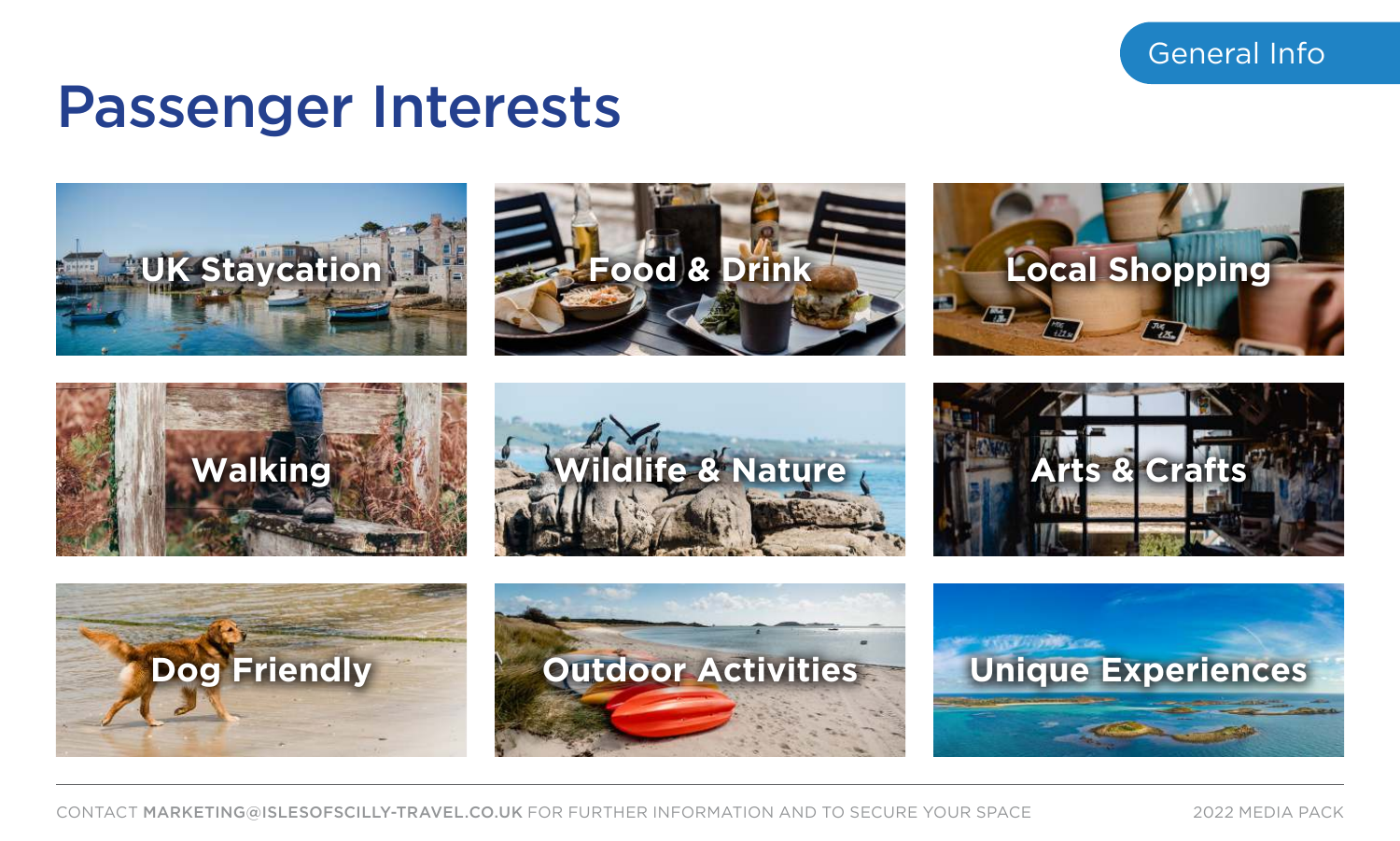General Info

# Passenger Interests

- UK Staycation
- Food & Drink
- Local Shopping
- Walking
- Wildlife & Nature
- Arts & Crafts
- Dog Friendly
- Outdoor Activities
- Unique Experiences

CONTACT **MARKETING@ISLESOFSCILLY-TRAVEL.CO.UK** FOR FURTHER INFORMATION AND TO SECURE YOUR SPACE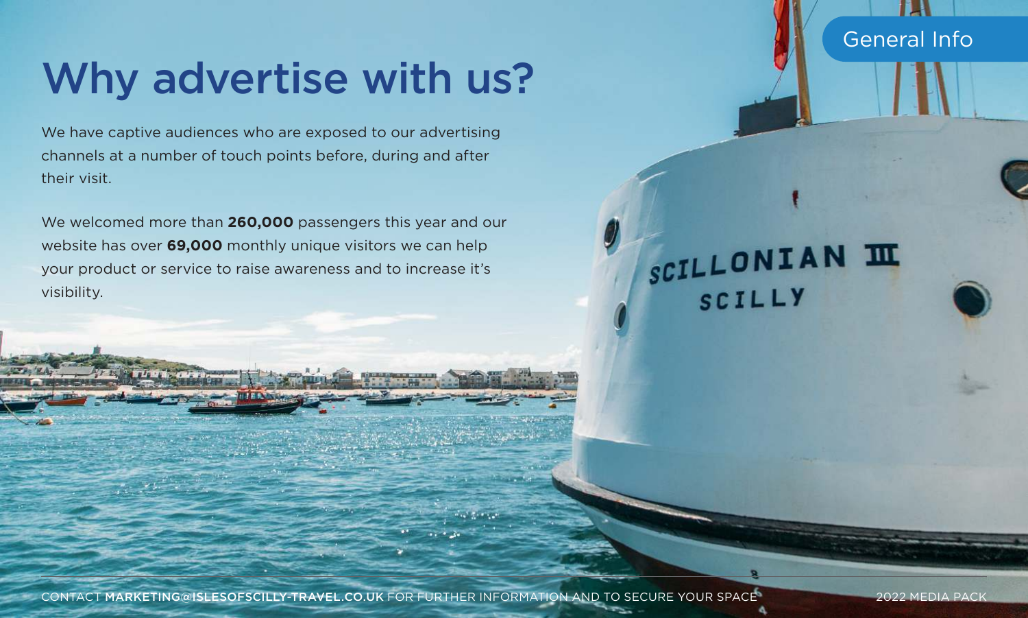# Why advertise with us?

We have captive audiences who are exposed to our advertising channels at a number of touch points before, during and after their visit.

We welcomed more than **260,000** passengers this year and our website has over **69,000** monthly unique visitors we can help your product or service to raise awareness and to increase it's visibility.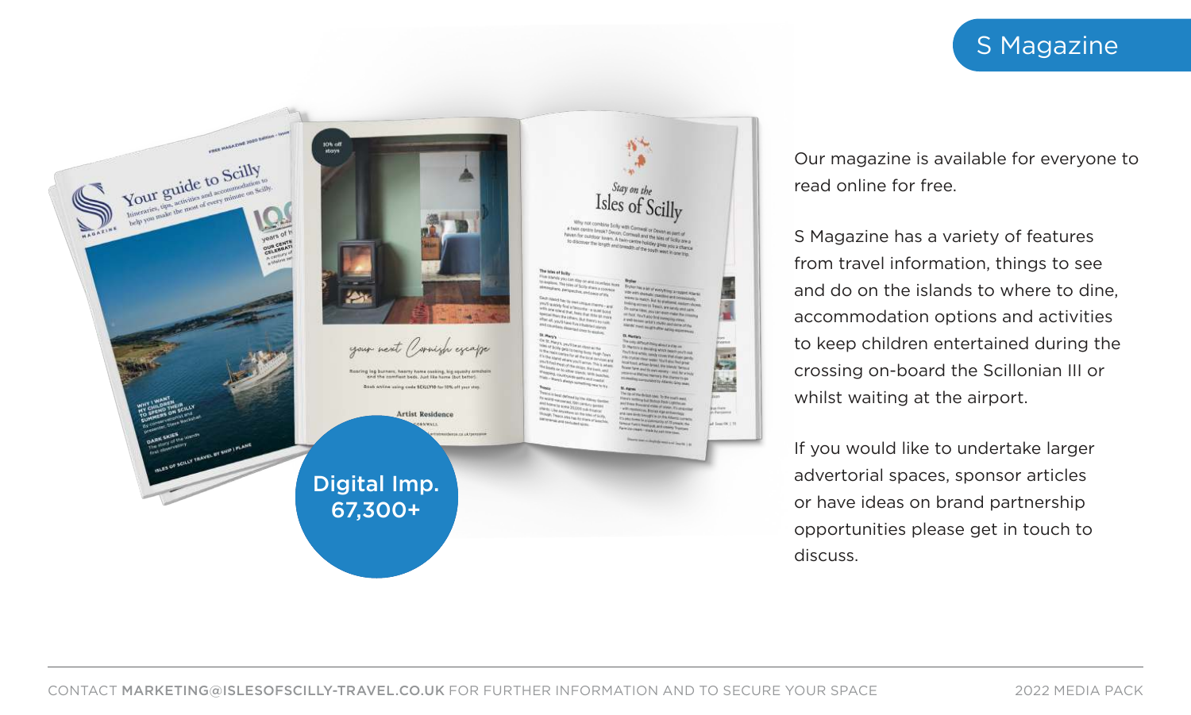# S Magazine

**Digital Imp. 67,300+**

Our magazine is available for everyone to read online for free.

S Magazine has a variety of features from travel information, things to see and do on the islands to where to dine, accommodation options and activities to keep children entertained during the crossing on-board the Scillonian III or whilst waiting at the airport.

If you would like to undertake larger advertorial spaces, sponsor articles or have ideas on brand partnership opportunities please get in touch to discuss.

CONTACT **MARKETING@ISLESOFSCILLY-TRAVEL.CO.UK** FOR FURTHER INFORMATION AND TO SECURE YOUR SPACE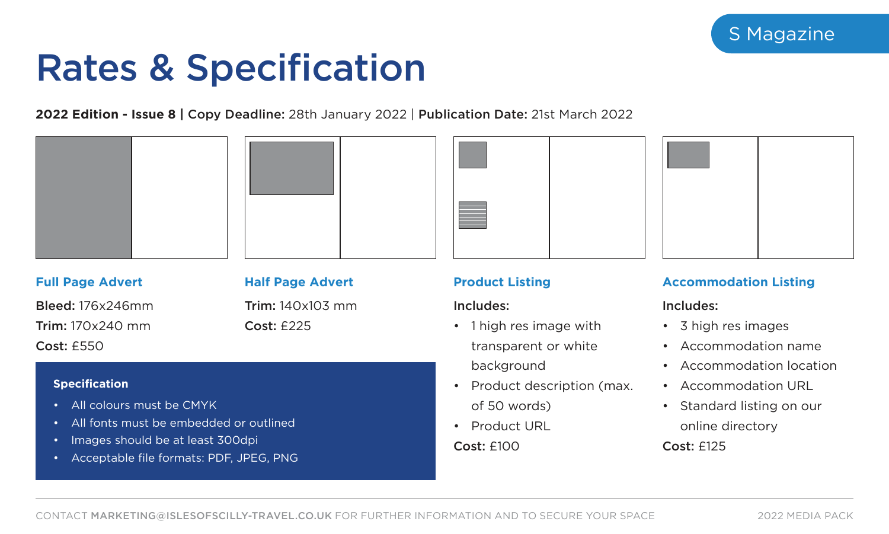# Rates & Specification

**2022 Edition - Issue 8 | Copy Deadline:** 28th January 2022 | **Publication Date:** 21st March 2022

### Full Page Advert

**Bleed:** 176x246mm

**Trim:** 170x240 mm

**Cost:** £550

### Half Page Advert

**Trim:** 140x103 mm

**Cost:** £225

**Specification**

- All colours must be CMYK
- All fonts must be embedded or outlined
- Images should be at least 300dpi
- Acceptable file formats: PDF, JPEG, PNG

### Product Listing

**Includes:**

- 1 high res image with transparent or white background
- Product description (max. of 50 words)
- Product URL

**Cost:** £100

### Accommodation Listing

**Includes:**

- 3 high res images
- Accommodation name
- Accommodation location
- Accommodation URL
- Standard listing on our online directory

**Cost:** £125

CONTACT **MARKETING@ISLESOFSCILLY-TRAVEL.CO.UK** FOR FURTHER INFORMATION AND TO SECURE YOUR SPACE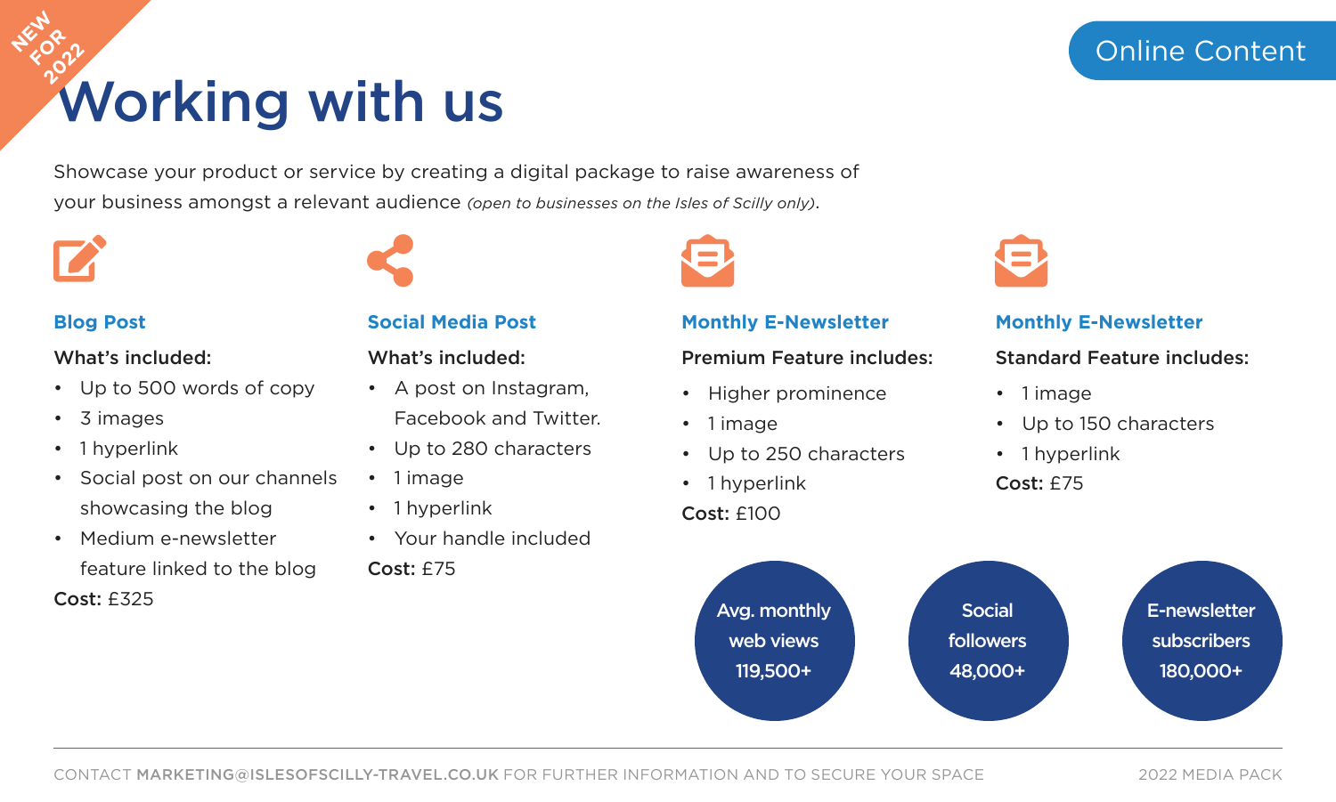NEW FOR 2022

Online Content

# Working with us

Showcase your product or service by creating a digital package to raise awareness of your business amongst a relevant audience *(open to businesses on the Isles of Scilly only)*.

### Blog Post

**What's included:**

- Up to 500 words of copy
- 3 images
- 1 hyperlink
- Social post on our channels showcasing the blog
- Medium e-newsletter feature linked to the blog

**Cost:** £325

### Social Media Post

**What's included:**

- A post on Instagram, Facebook and Twitter.
- Up to 280 characters
- 1 image
- 1 hyperlink
- Your handle included

**Cost:** £75

### Monthly E-Newsletter

**Premium Feature includes:**

- Higher prominence
- 1 image
- Up to 250 characters
- 1 hyperlink

**Cost:** £100

### Monthly E-Newsletter

**Standard Feature includes:**

- 1 image
- Up to 150 characters
- 1 hyperlink

**Cost:** £75

Avg. monthly web views 119,500+

Social followers 48,000+

E-newsletter subscribers 180,000+

CONTACT MARKETING@ISLESOFSCILLY-TRAVEL.CO.UK FOR FURTHER INFORMATION AND TO SECURE YOUR SPACE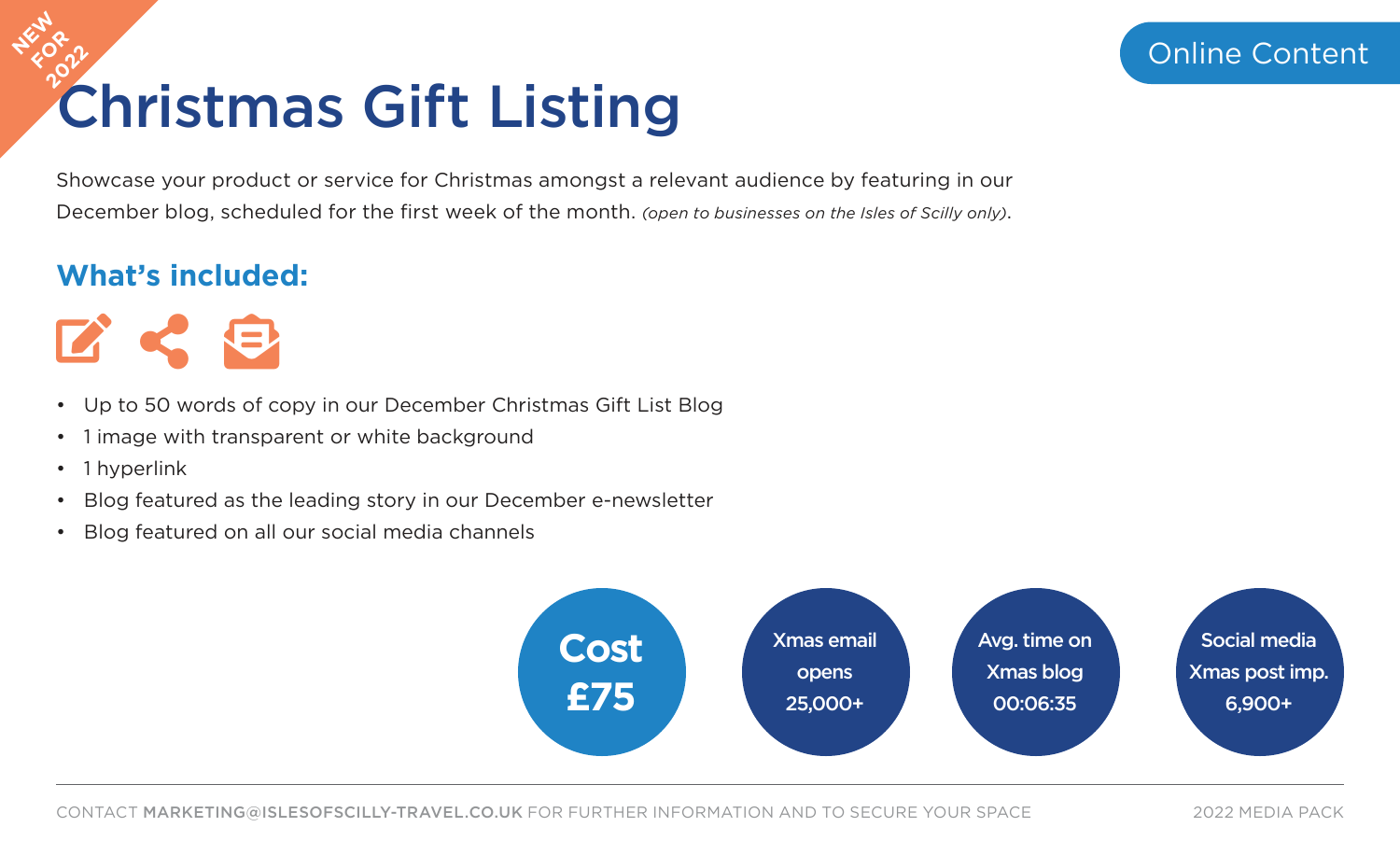NEW FOR 2022

Online Content

# Christmas Gift Listing

Showcase your product or service for Christmas amongst a relevant audience by featuring in our December blog, scheduled for the first week of the month. *(open to businesses on the Isles of Scilly only)*.

## What's included:

- Up to 50 words of copy in our December Christmas Gift List Blog
- 1 image with transparent or white background
- 1 hyperlink
- Blog featured as the leading story in our December e-newsletter
- Blog featured on all our social media channels

**Cost £75**

Xmas email opens 25,000+

Avg. time on Xmas blog 00:06:35

Social media Xmas post imp. 6,900+

CONTACT **MARKETING@ISLESOFSCILLY-TRAVEL.CO.UK** FOR FURTHER INFORMATION AND TO SECURE YOUR SPACE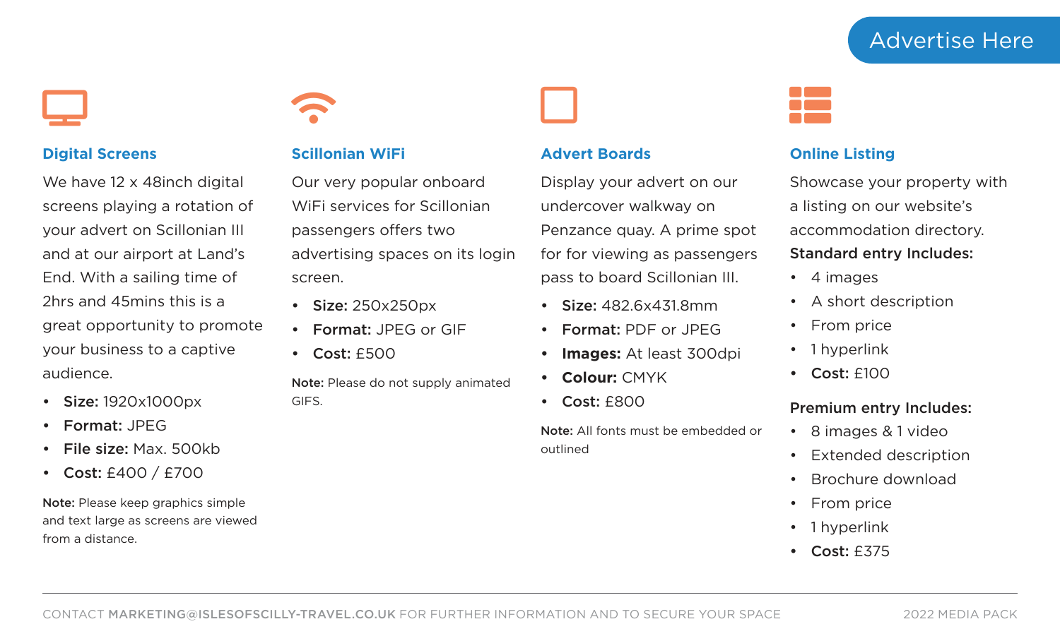# Advertise Here

## Digital Screens

We have 12 x 48inch digital screens playing a rotation of your advert on Scillonian III and at our airport at Land's End. With a sailing time of 2hrs and 45mins this is a great opportunity to promote your business to a captive audience.

- **Size:** 1920x1000px
- **Format:** JPEG
- **File size:** Max. 500kb
- **Cost:** £400 / £700

**Note:** Please keep graphics simple and text large as screens are viewed from a distance.

## Scillonian WiFi

Our very popular onboard WiFi services for Scillonian passengers offers two advertising spaces on its login screen.

- **Size:** 250x250px
- **Format:** JPEG or GIF
- **Cost:** £500

**Note:** Please do not supply animated GIFS.

## Advert Boards

Display your advert on our undercover walkway on Penzance quay. A prime spot for for viewing as passengers pass to board Scillonian III.

- **Size:** 482.6x431.8mm
- **Format:** PDF or JPEG
- **Images:** At least 300dpi
- **Colour:** CMYK
- **Cost:** £800

**Note:** All fonts must be embedded or outlined

## Online Listing

Showcase your property with a listing on our website's accommodation directory.

**Standard entry Includes:**

- 4 images
- A short description
- From price
- 1 hyperlink
- **Cost:** £100

**Premium entry Includes:**

- 8 images & 1 video
- Extended description
- Brochure download
- From price
- 1 hyperlink
- **Cost:** £375

CONTACT **MARKETING@ISLESOFSCILLY-TRAVEL.CO.UK** FOR FURTHER INFORMATION AND TO SECURE YOUR SPACE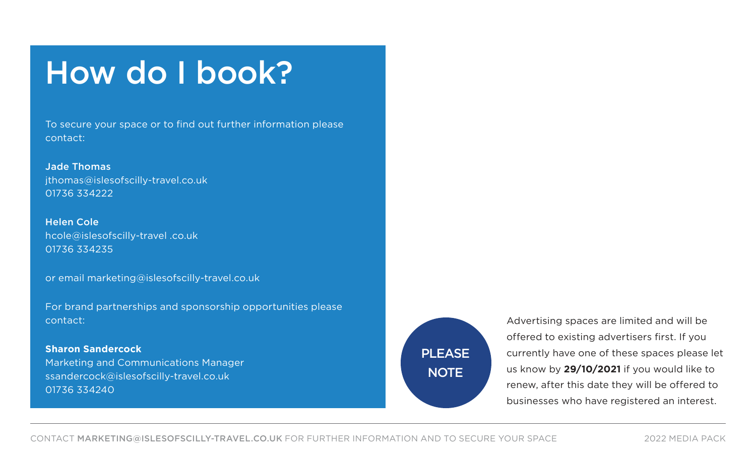# How do I book?

To secure your space or to find out further information please contact:

**Jade Thomas**
jthomas@islesofscilly-travel.co.uk
01736 334222

**Helen Cole**
hcole@islesofscilly-travel .co.uk
01736 334235

or email marketing@islesofscilly-travel.co.uk

For brand partnerships and sponsorship opportunities please contact:

**Sharon Sandercock**
Marketing and Communications Manager
ssandercock@islesofscilly-travel.co.uk
01736 334240

PLEASE NOTE

Advertising spaces are limited and will be offered to existing advertisers first. If you currently have one of these spaces please let us know by **29/10/2021** if you would like to renew, after this date they will be offered to businesses who have registered an interest.